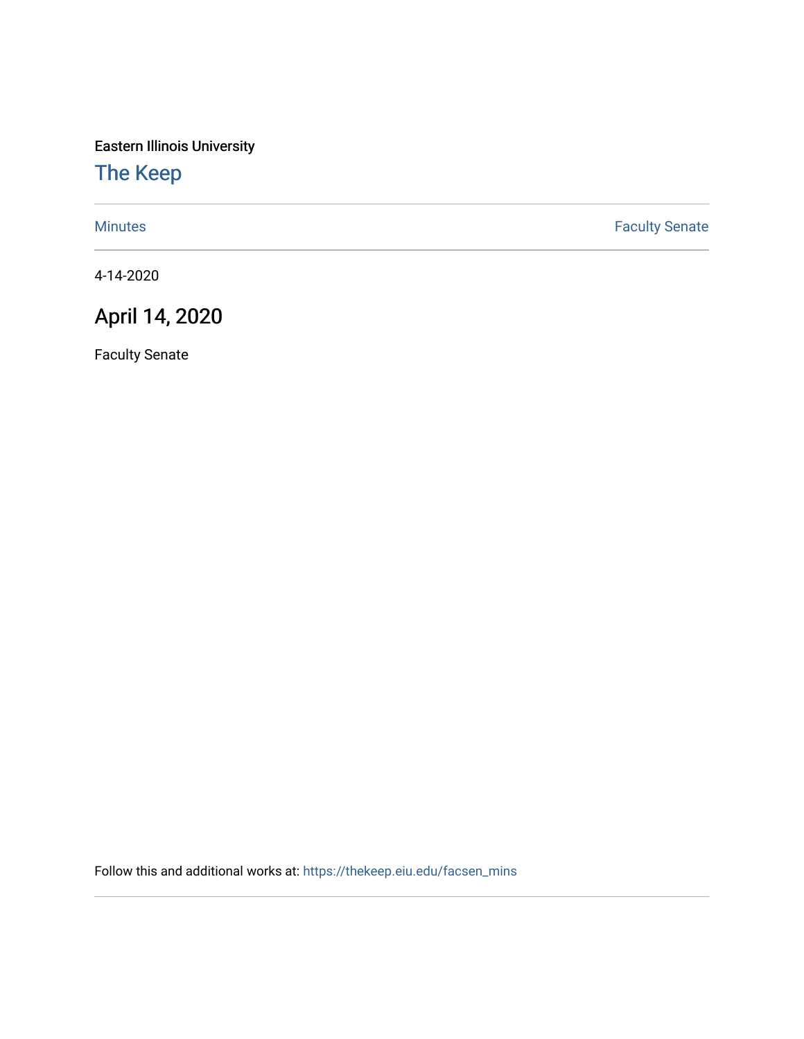Eastern Illinois University

# The Keep

Minutes | Faculty Senate

4-14-2020

## April 14, 2020

Faculty Senate

Follow this and additional works at: https://thekeep.eiu.edu/facsen_mins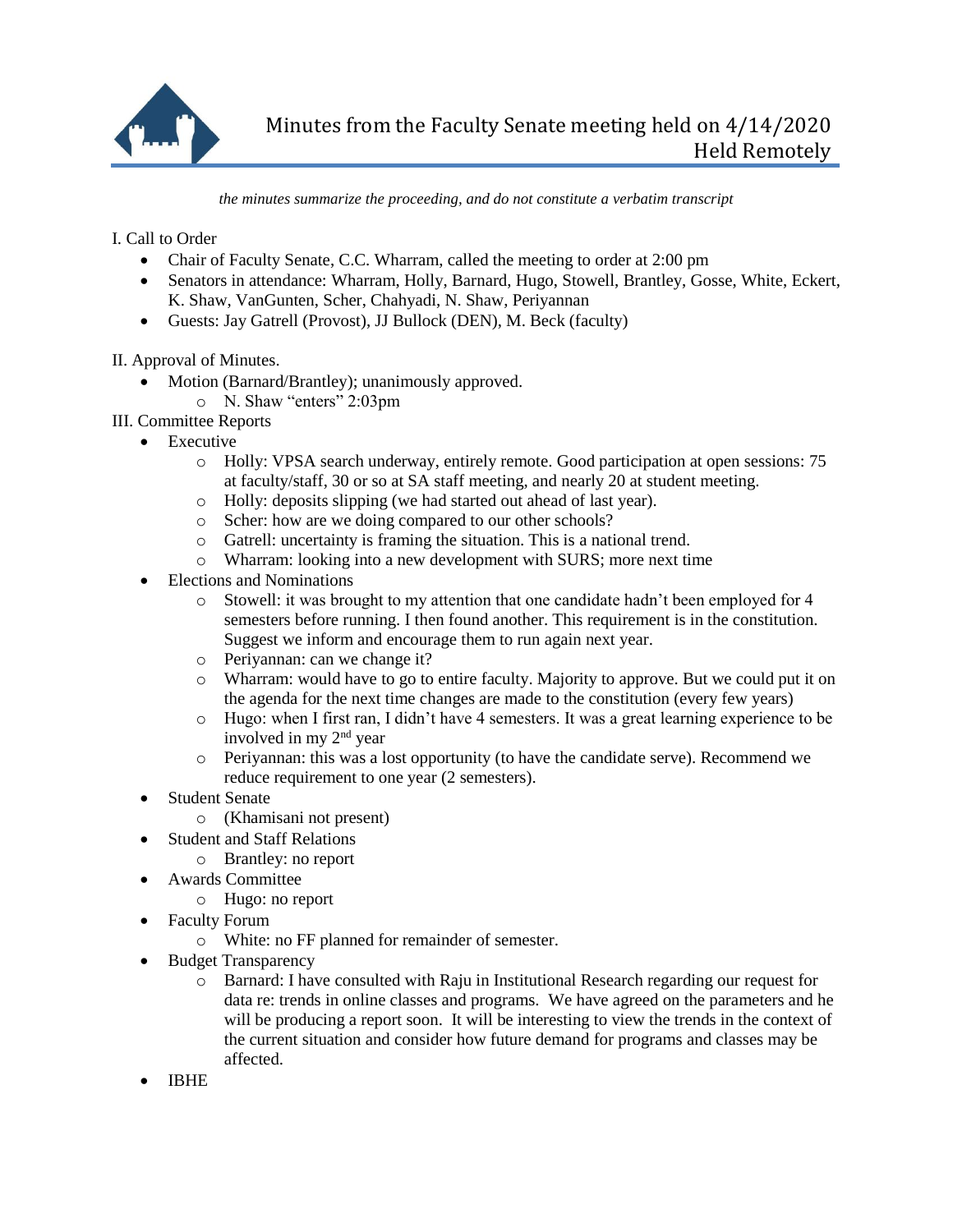# Minutes from the Faculty Senate meeting held on 4/14/2020 Held Remotely

*the minutes summarize the proceeding, and do not constitute a verbatim transcript*

I. Call to Order

- Chair of Faculty Senate, C.C. Wharram, called the meeting to order at 2:00 pm
- Senators in attendance: Wharram, Holly, Barnard, Hugo, Stowell, Brantley, Gosse, White, Eckert, K. Shaw, VanGunten, Scher, Chahyadi, N. Shaw, Periyannan
- Guests: Jay Gatrell (Provost), JJ Bullock (DEN), M. Beck (faculty)

II. Approval of Minutes.

- Motion (Barnard/Brantley); unanimously approved.
    - N. Shaw "enters" 2:03pm

III. Committee Reports

- Executive
    - Holly: VPSA search underway, entirely remote. Good participation at open sessions: 75 at faculty/staff, 30 or so at SA staff meeting, and nearly 20 at student meeting.
    - Holly: deposits slipping (we had started out ahead of last year).
    - Scher: how are we doing compared to our other schools?
    - Gatrell: uncertainty is framing the situation. This is a national trend.
    - Wharram: looking into a new development with SURS; more next time
- Elections and Nominations
    - Stowell: it was brought to my attention that one candidate hadn't been employed for 4 semesters before running. I then found another. This requirement is in the constitution. Suggest we inform and encourage them to run again next year.
    - Periyannan: can we change it?
    - Wharram: would have to go to entire faculty. Majority to approve. But we could put it on the agenda for the next time changes are made to the constitution (every few years)
    - Hugo: when I first ran, I didn't have 4 semesters. It was a great learning experience to be involved in my 2nd year
    - Periyannan: this was a lost opportunity (to have the candidate serve). Recommend we reduce requirement to one year (2 semesters).
- Student Senate
    - (Khamisani not present)
- Student and Staff Relations
    - Brantley: no report
- Awards Committee
    - Hugo: no report
- Faculty Forum
    - White: no FF planned for remainder of semester.
- Budget Transparency
    - Barnard: I have consulted with Raju in Institutional Research regarding our request for data re: trends in online classes and programs. We have agreed on the parameters and he will be producing a report soon. It will be interesting to view the trends in the context of the current situation and consider how future demand for programs and classes may be affected.
- IBHE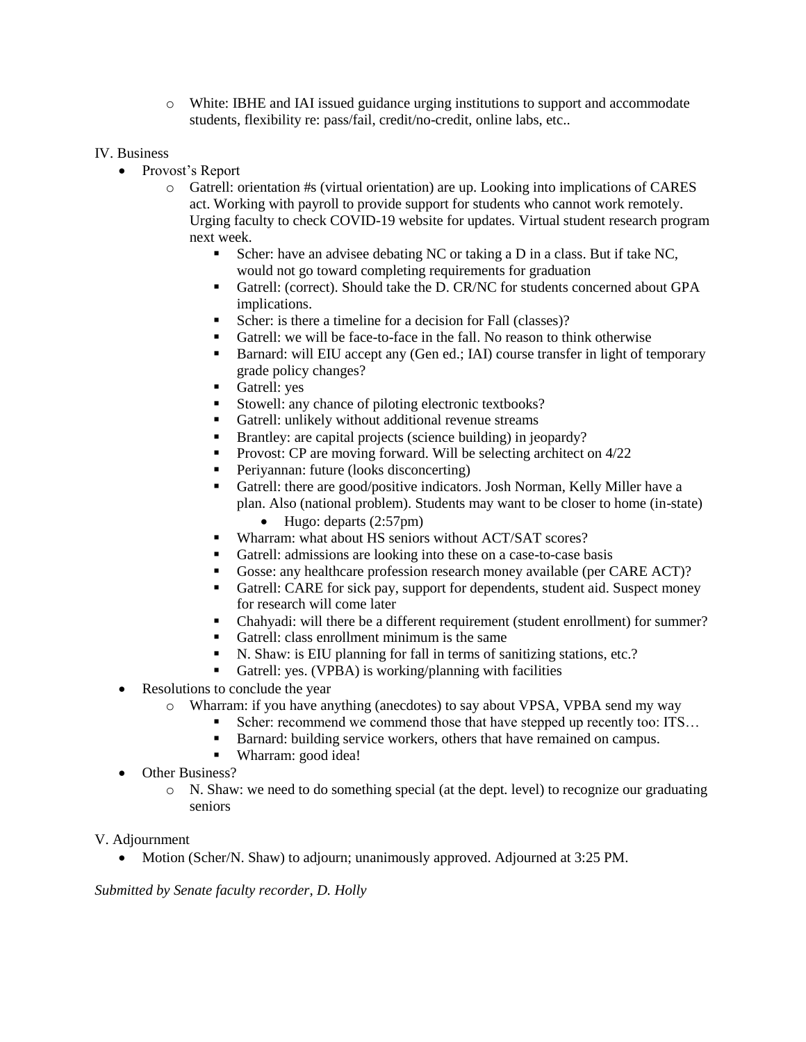- White: IBHE and IAI issued guidance urging institutions to support and accommodate students, flexibility re: pass/fail, credit/no-credit, online labs, etc..

IV. Business

- Provost's Report
  - Gatrell: orientation #s (virtual orientation) are up. Looking into implications of CARES act. Working with payroll to provide support for students who cannot work remotely. Urging faculty to check COVID-19 website for updates. Virtual student research program next week.
    - Scher: have an advisee debating NC or taking a D in a class. But if take NC, would not go toward completing requirements for graduation
    - Gatrell: (correct). Should take the D. CR/NC for students concerned about GPA implications.
    - Scher: is there a timeline for a decision for Fall (classes)?
    - Gatrell: we will be face-to-face in the fall. No reason to think otherwise
    - Barnard: will EIU accept any (Gen ed.; IAI) course transfer in light of temporary grade policy changes?
    - Gatrell: yes
    - Stowell: any chance of piloting electronic textbooks?
    - Gatrell: unlikely without additional revenue streams
    - Brantley: are capital projects (science building) in jeopardy?
    - Provost: CP are moving forward. Will be selecting architect on 4/22
    - Periyannan: future (looks disconcerting)
    - Gatrell: there are good/positive indicators. Josh Norman, Kelly Miller have a plan. Also (national problem). Students may want to be closer to home (in-state)
      - Hugo: departs (2:57pm)
    - Wharram: what about HS seniors without ACT/SAT scores?
    - Gatrell: admissions are looking into these on a case-to-case basis
    - Gosse: any healthcare profession research money available (per CARE ACT)?
    - Gatrell: CARE for sick pay, support for dependents, student aid. Suspect money for research will come later
    - Chahyadi: will there be a different requirement (student enrollment) for summer?
    - Gatrell: class enrollment minimum is the same
    - N. Shaw: is EIU planning for fall in terms of sanitizing stations, etc.?
    - Gatrell: yes. (VPBA) is working/planning with facilities
- Resolutions to conclude the year
  - Wharram: if you have anything (anecdotes) to say about VPSA, VPBA send my way
    - Scher: recommend we commend those that have stepped up recently too: ITS…
    - Barnard: building service workers, others that have remained on campus.
    - Wharram: good idea!
- Other Business?
  - N. Shaw: we need to do something special (at the dept. level) to recognize our graduating seniors

V. Adjournment

- Motion (Scher/N. Shaw) to adjourn; unanimously approved. Adjourned at 3:25 PM.

*Submitted by Senate faculty recorder, D. Holly*